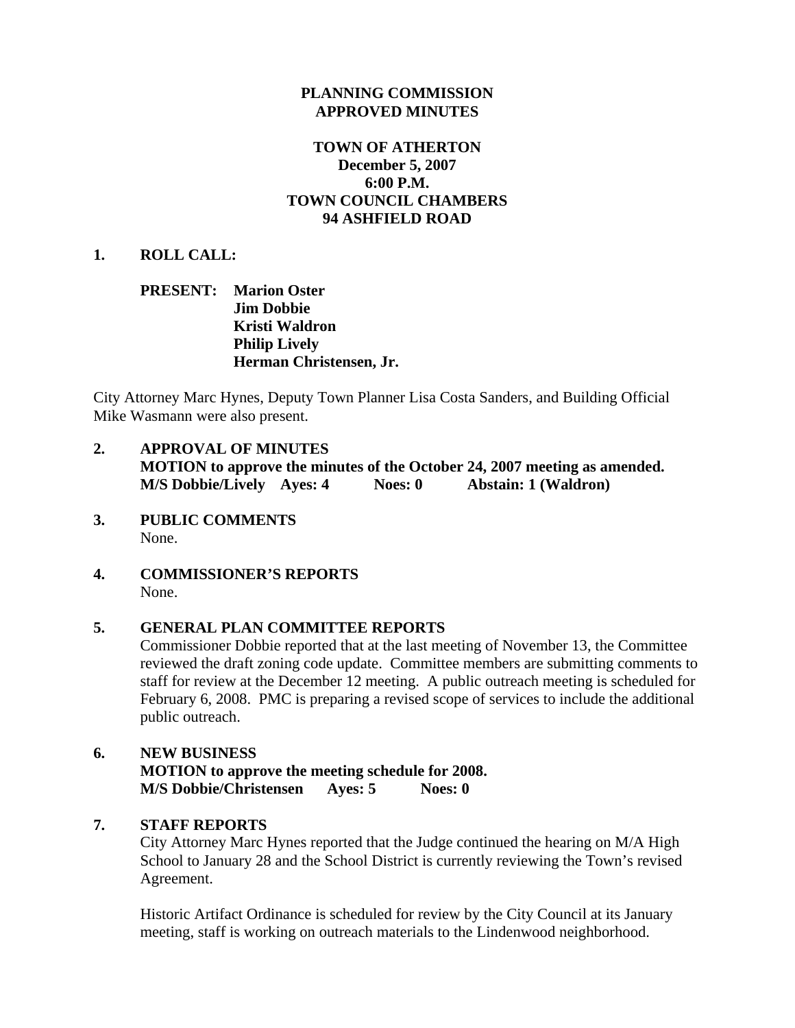**PLANNING COMMISSION**
**APPROVED MINUTES**

**TOWN OF ATHERTON**
**December 5, 2007**
**6:00 P.M.**
**TOWN COUNCIL CHAMBERS**
**94 ASHFIELD ROAD**

**1. ROLL CALL:**

**PRESENT: Marion Oster**
**Jim Dobbie**
**Kristi Waldron**
**Philip Lively**
**Herman Christensen, Jr.**

City Attorney Marc Hynes, Deputy Town Planner Lisa Costa Sanders, and Building Official Mike Wasmann were also present.

**2. APPROVAL OF MINUTES**
**MOTION to approve the minutes of the October 24, 2007 meeting as amended.**
**M/S Dobbie/Lively Ayes: 4 Noes: 0 Abstain: 1 (Waldron)**

**3. PUBLIC COMMENTS**
None.

**4. COMMISSIONER'S REPORTS**
None.

**5. GENERAL PLAN COMMITTEE REPORTS**
Commissioner Dobbie reported that at the last meeting of November 13, the Committee reviewed the draft zoning code update. Committee members are submitting comments to staff for review at the December 12 meeting. A public outreach meeting is scheduled for February 6, 2008. PMC is preparing a revised scope of services to include the additional public outreach.

**6. NEW BUSINESS**
**MOTION to approve the meeting schedule for 2008.**
**M/S Dobbie/Christensen Ayes: 5 Noes: 0**

**7. STAFF REPORTS**
City Attorney Marc Hynes reported that the Judge continued the hearing on M/A High School to January 28 and the School District is currently reviewing the Town's revised Agreement.

Historic Artifact Ordinance is scheduled for review by the City Council at its January meeting, staff is working on outreach materials to the Lindenwood neighborhood.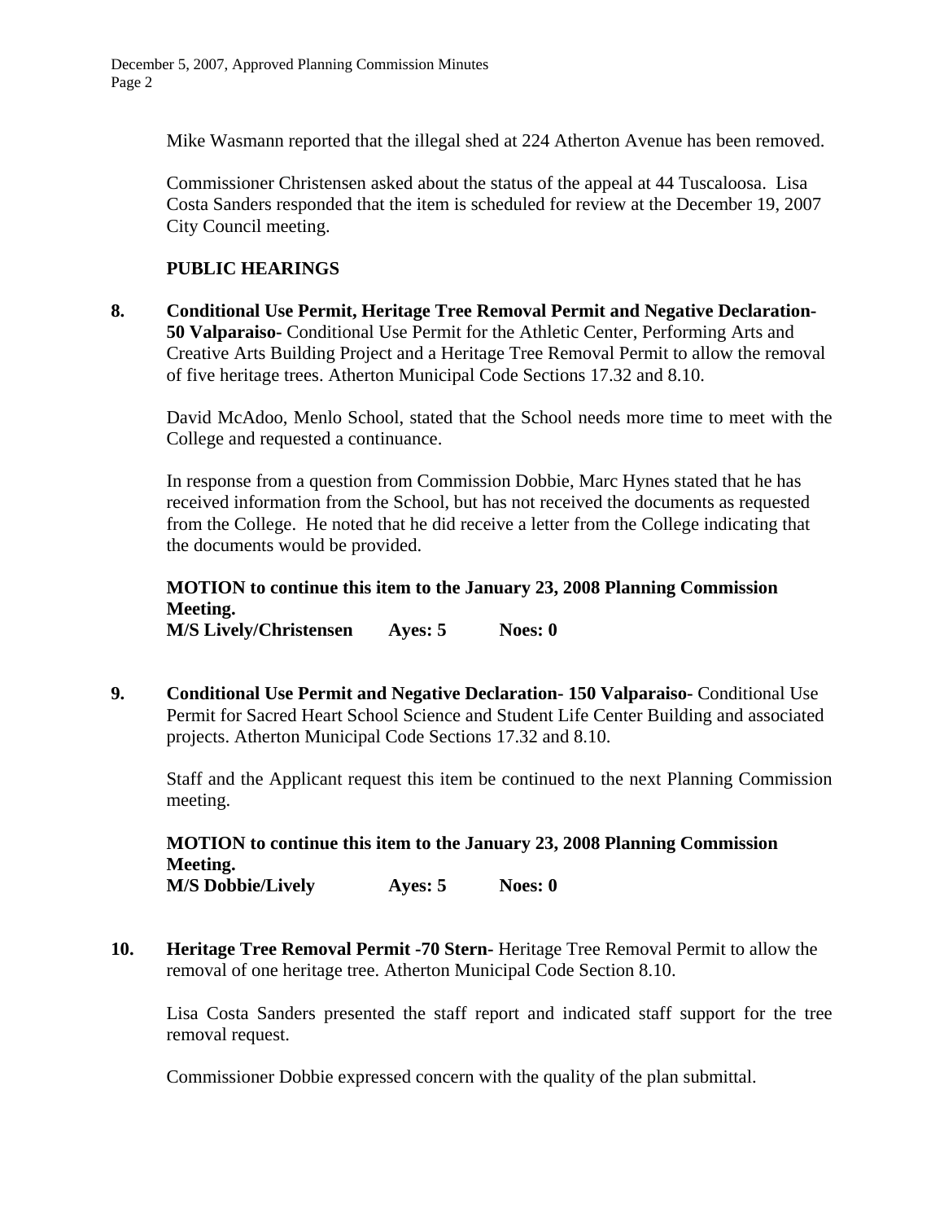Mike Wasmann reported that the illegal shed at 224 Atherton Avenue has been removed.

Commissioner Christensen asked about the status of the appeal at 44 Tuscaloosa. Lisa Costa Sanders responded that the item is scheduled for review at the December 19, 2007 City Council meeting.

**PUBLIC HEARINGS**

**8. Conditional Use Permit, Heritage Tree Removal Permit and Negative Declaration- 50 Valparaiso-** Conditional Use Permit for the Athletic Center, Performing Arts and Creative Arts Building Project and a Heritage Tree Removal Permit to allow the removal of five heritage trees. Atherton Municipal Code Sections 17.32 and 8.10.

David McAdoo, Menlo School, stated that the School needs more time to meet with the College and requested a continuance.

In response from a question from Commission Dobbie, Marc Hynes stated that he has received information from the School, but has not received the documents as requested from the College. He noted that he did receive a letter from the College indicating that the documents would be provided.

**MOTION to continue this item to the January 23, 2008 Planning Commission Meeting.**
**M/S Lively/Christensen Ayes: 5 Noes: 0**

**9. Conditional Use Permit and Negative Declaration- 150 Valparaiso-** Conditional Use Permit for Sacred Heart School Science and Student Life Center Building and associated projects. Atherton Municipal Code Sections 17.32 and 8.10.

Staff and the Applicant request this item be continued to the next Planning Commission meeting.

**MOTION to continue this item to the January 23, 2008 Planning Commission Meeting.**
**M/S Dobbie/Lively Ayes: 5 Noes: 0**

**10. Heritage Tree Removal Permit -70 Stern-** Heritage Tree Removal Permit to allow the removal of one heritage tree. Atherton Municipal Code Section 8.10.

Lisa Costa Sanders presented the staff report and indicated staff support for the tree removal request.

Commissioner Dobbie expressed concern with the quality of the plan submittal.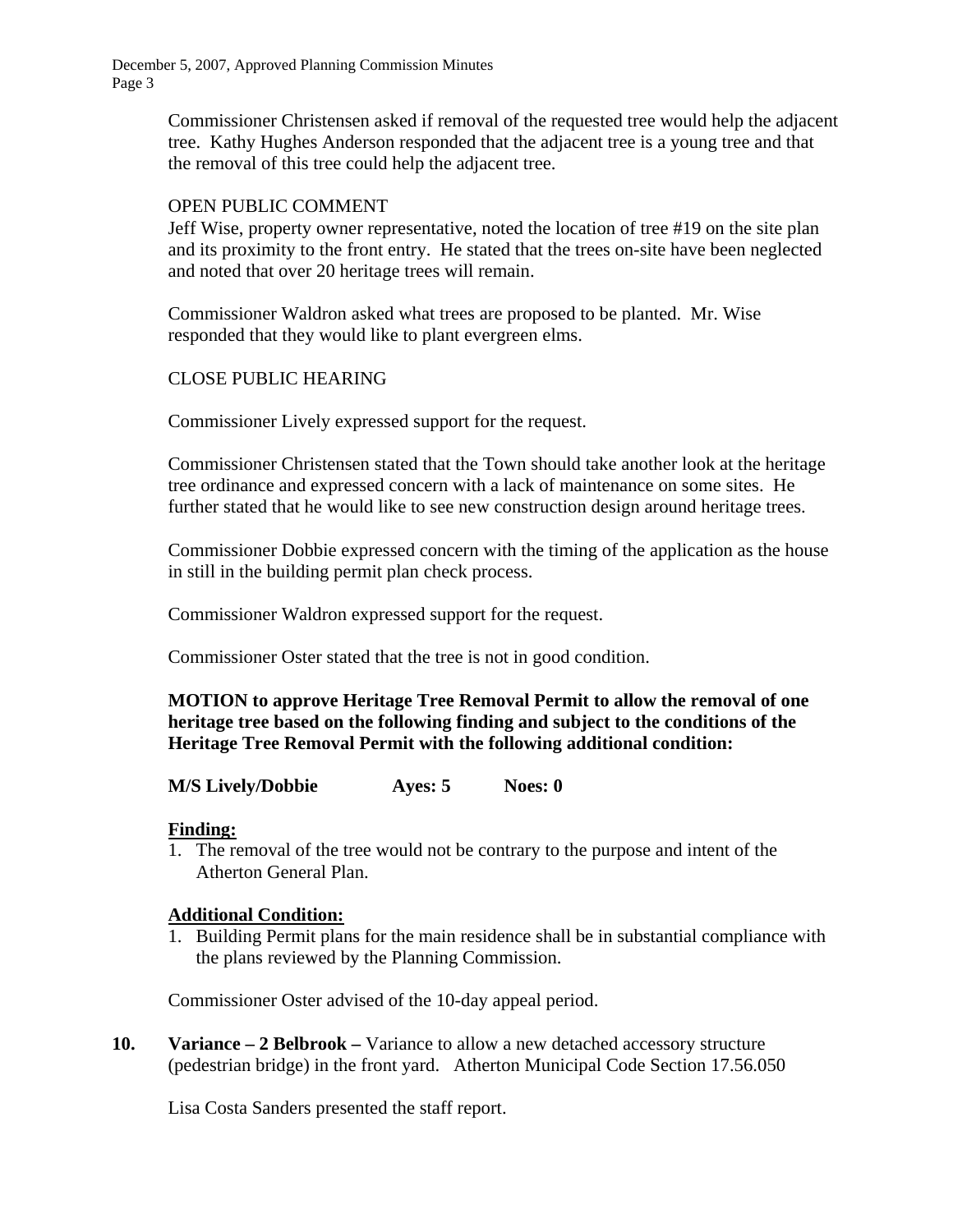Commissioner Christensen asked if removal of the requested tree would help the adjacent tree. Kathy Hughes Anderson responded that the adjacent tree is a young tree and that the removal of this tree could help the adjacent tree.

OPEN PUBLIC COMMENT
Jeff Wise, property owner representative, noted the location of tree #19 on the site plan and its proximity to the front entry. He stated that the trees on-site have been neglected and noted that over 20 heritage trees will remain.

Commissioner Waldron asked what trees are proposed to be planted. Mr. Wise responded that they would like to plant evergreen elms.

CLOSE PUBLIC HEARING

Commissioner Lively expressed support for the request.

Commissioner Christensen stated that the Town should take another look at the heritage tree ordinance and expressed concern with a lack of maintenance on some sites. He further stated that he would like to see new construction design around heritage trees.

Commissioner Dobbie expressed concern with the timing of the application as the house in still in the building permit plan check process.

Commissioner Waldron expressed support for the request.

Commissioner Oster stated that the tree is not in good condition.

**MOTION to approve Heritage Tree Removal Permit to allow the removal of one heritage tree based on the following finding and subject to the conditions of the Heritage Tree Removal Permit with the following additional condition:**

**M/S Lively/Dobbie Ayes: 5 Noes: 0**

**Finding:**

1. The removal of the tree would not be contrary to the purpose and intent of the Atherton General Plan.

**Additional Condition:**

1. Building Permit plans for the main residence shall be in substantial compliance with the plans reviewed by the Planning Commission.

Commissioner Oster advised of the 10-day appeal period.

**10. Variance – 2 Belbrook –** Variance to allow a new detached accessory structure (pedestrian bridge) in the front yard. Atherton Municipal Code Section 17.56.050

Lisa Costa Sanders presented the staff report.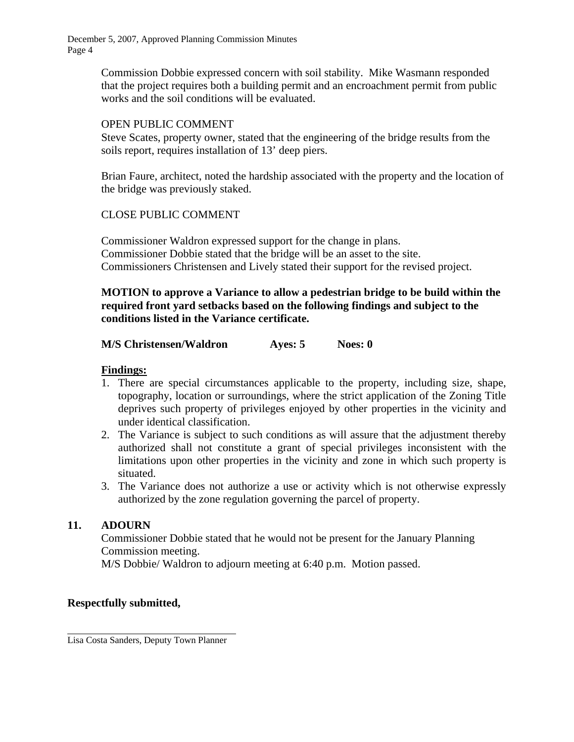Commission Dobbie expressed concern with soil stability. Mike Wasmann responded that the project requires both a building permit and an encroachment permit from public works and the soil conditions will be evaluated.

OPEN PUBLIC COMMENT

Steve Scates, property owner, stated that the engineering of the bridge results from the soils report, requires installation of 13' deep piers.

Brian Faure, architect, noted the hardship associated with the property and the location of the bridge was previously staked.

CLOSE PUBLIC COMMENT

Commissioner Waldron expressed support for the change in plans.
Commissioner Dobbie stated that the bridge will be an asset to the site.
Commissioners Christensen and Lively stated their support for the revised project.

**MOTION to approve a Variance to allow a pedestrian bridge to be build within the required front yard setbacks based on the following findings and subject to the conditions listed in the Variance certificate.**

**M/S Christensen/Waldron  Ayes: 5  Noes: 0**

**Findings:**

1. There are special circumstances applicable to the property, including size, shape, topography, location or surroundings, where the strict application of the Zoning Title deprives such property of privileges enjoyed by other properties in the vicinity and under identical classification.
2. The Variance is subject to such conditions as will assure that the adjustment thereby authorized shall not constitute a grant of special privileges inconsistent with the limitations upon other properties in the vicinity and zone in which such property is situated.
3. The Variance does not authorize a use or activity which is not otherwise expressly authorized by the zone regulation governing the parcel of property.

## 11. ADOURN

Commissioner Dobbie stated that he would not be present for the January Planning Commission meeting.
M/S Dobbie/ Waldron to adjourn meeting at 6:40 p.m. Motion passed.

**Respectfully submitted,**

______________________________
Lisa Costa Sanders, Deputy Town Planner